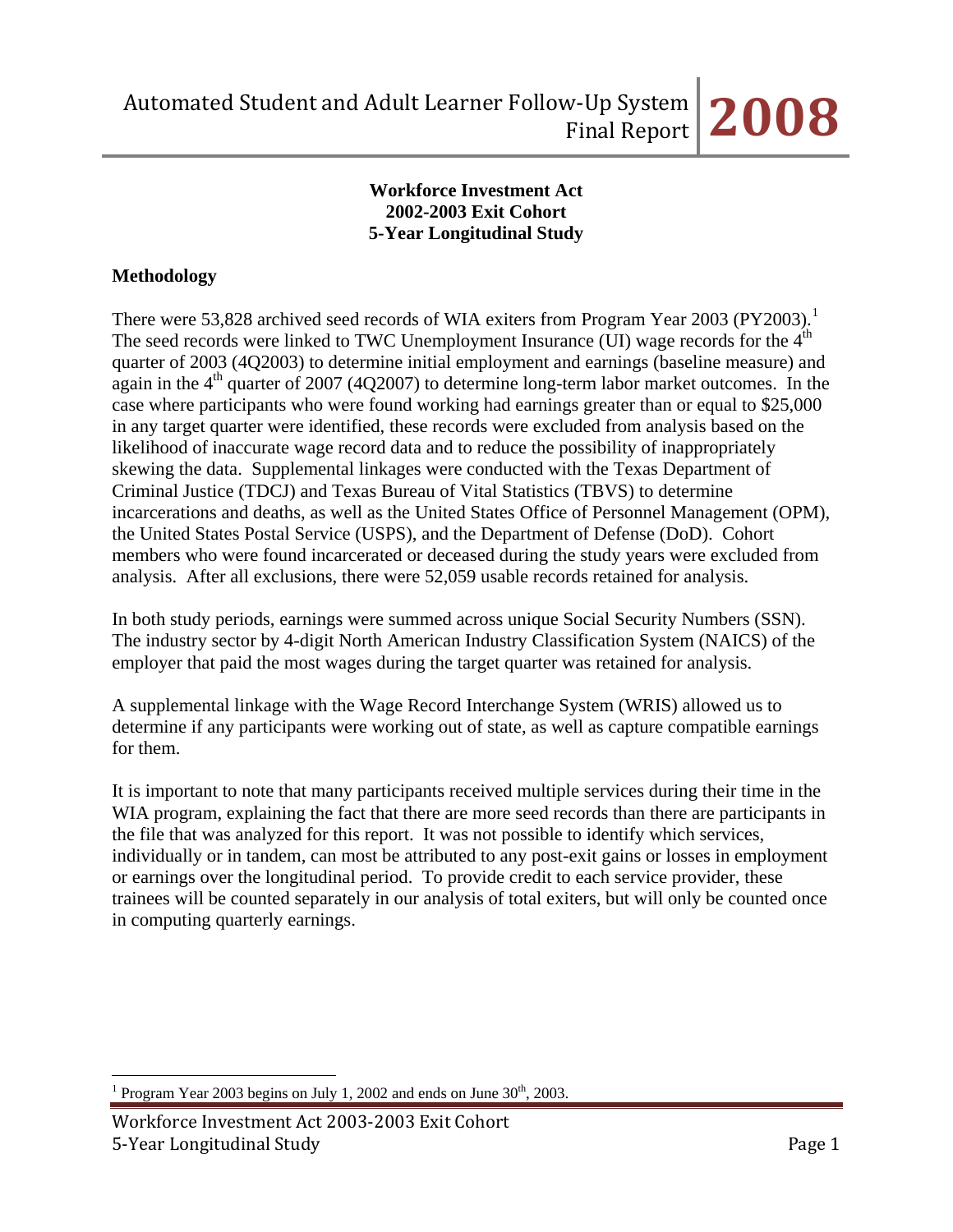**Workforce Investment Act**
**2002-2003 Exit Cohort**
**5-Year Longitudinal Study**

## Methodology

There were 53,828 archived seed records of WIA exiters from Program Year 2003 (PY2003).[1] The seed records were linked to TWC Unemployment Insurance (UI) wage records for the 4th quarter of 2003 (4Q2003) to determine initial employment and earnings (baseline measure) and again in the 4th quarter of 2007 (4Q2007) to determine long-term labor market outcomes. In the case where participants who were found working had earnings greater than or equal to $25,000 in any target quarter were identified, these records were excluded from analysis based on the likelihood of inaccurate wage record data and to reduce the possibility of inappropriately skewing the data. Supplemental linkages were conducted with the Texas Department of Criminal Justice (TDCJ) and Texas Bureau of Vital Statistics (TBVS) to determine incarcerations and deaths, as well as the United States Office of Personnel Management (OPM), the United States Postal Service (USPS), and the Department of Defense (DoD). Cohort members who were found incarcerated or deceased during the study years were excluded from analysis. After all exclusions, there were 52,059 usable records retained for analysis.

In both study periods, earnings were summed across unique Social Security Numbers (SSN). The industry sector by 4-digit North American Industry Classification System (NAICS) of the employer that paid the most wages during the target quarter was retained for analysis.

A supplemental linkage with the Wage Record Interchange System (WRIS) allowed us to determine if any participants were working out of state, as well as capture compatible earnings for them.

It is important to note that many participants received multiple services during their time in the WIA program, explaining the fact that there are more seed records than there are participants in the file that was analyzed for this report. It was not possible to identify which services, individually or in tandem, can most be attributed to any post-exit gains or losses in employment or earnings over the longitudinal period. To provide credit to each service provider, these trainees will be counted separately in our analysis of total exiters, but will only be counted once in computing quarterly earnings.

---

[1] Program Year 2003 begins on July 1, 2002 and ends on June 30th, 2003.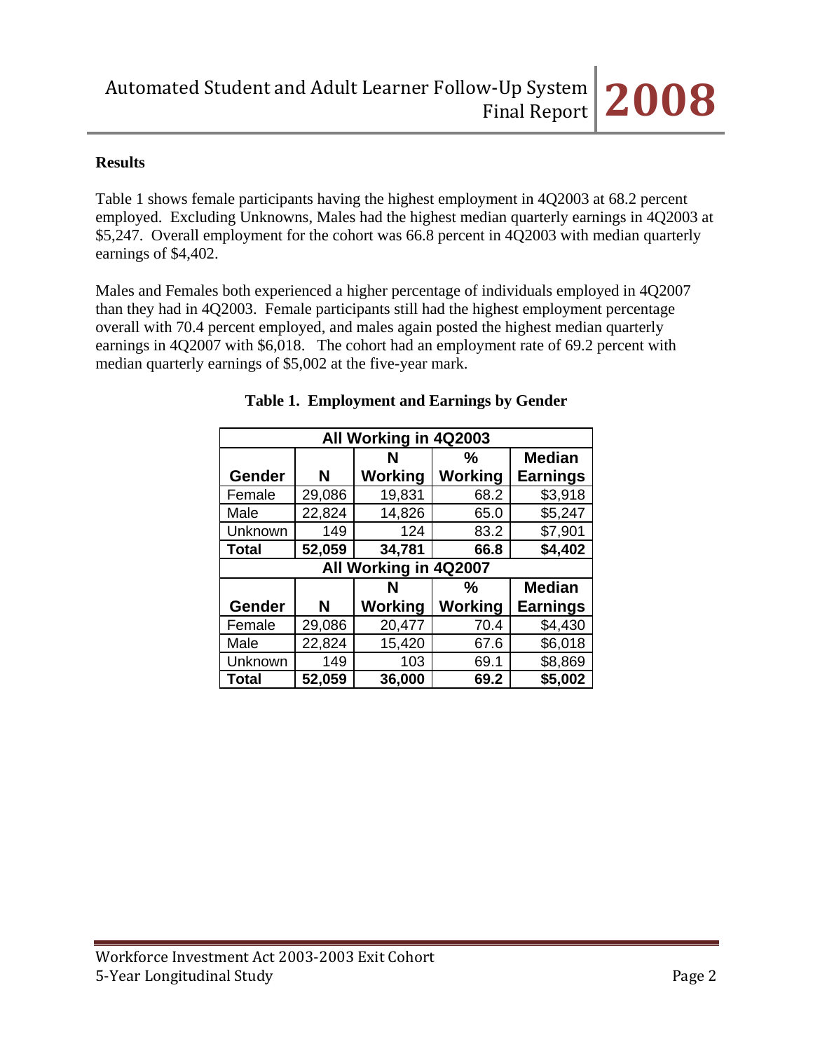**Results**

Table 1 shows female participants having the highest employment in 4Q2003 at 68.2 percent employed. Excluding Unknowns, Males had the highest median quarterly earnings in 4Q2003 at $5,247. Overall employment for the cohort was 66.8 percent in 4Q2003 with median quarterly earnings of $4,402.

Males and Females both experienced a higher percentage of individuals employed in 4Q2007 than they had in 4Q2003. Female participants still had the highest employment percentage overall with 70.4 percent employed, and males again posted the highest median quarterly earnings in 4Q2007 with $6,018. The cohort had an employment rate of 69.2 percent with median quarterly earnings of $5,002 at the five-year mark.

**Table 1. Employment and Earnings by Gender**

| All Working in 4Q2003 | | | | |
|---|---|---|---|---|
| **Gender** | **N** | **N Working** | **% Working** | **Median Earnings** |
| Female | 29,086 | 19,831 | 68.2 | $3,918 |
| Male | 22,824 | 14,826 | 65.0 | $5,247 |
| Unknown | 149 | 124 | 83.2 | $7,901 |
| **Total** | **52,059** | **34,781** | **66.8** | **$4,402** |
| **All Working in 4Q2007** | | | | |
| **Gender** | **N** | **N Working** | **% Working** | **Median Earnings** |
| Female | 29,086 | 20,477 | 70.4 | $4,430 |
| Male | 22,824 | 15,420 | 67.6 | $6,018 |
| Unknown | 149 | 103 | 69.1 | $8,869 |
| **Total** | **52,059** | **36,000** | **69.2** | **$5,002** |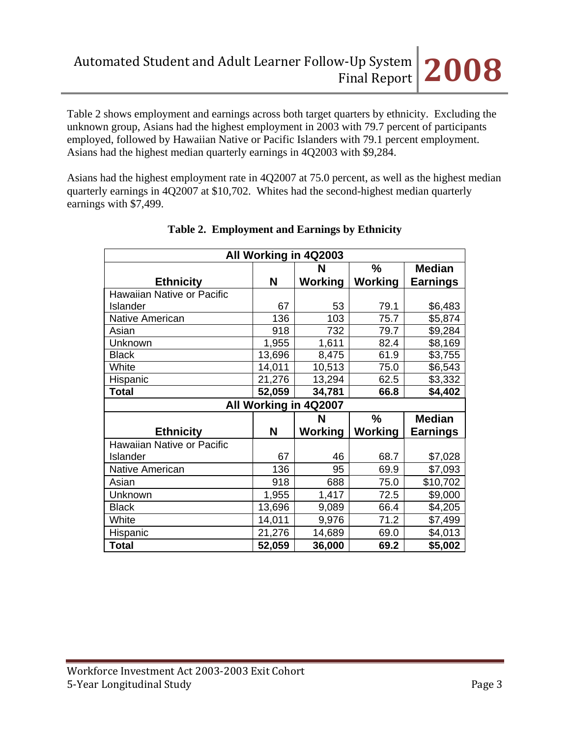Table 2 shows employment and earnings across both target quarters by ethnicity. Excluding the unknown group, Asians had the highest employment in 2003 with 79.7 percent of participants employed, followed by Hawaiian Native or Pacific Islanders with 79.1 percent employment. Asians had the highest median quarterly earnings in 4Q2003 with $9,284.

Asians had the highest employment rate in 4Q2007 at 75.0 percent, as well as the highest median quarterly earnings in 4Q2007 at $10,702. Whites had the second-highest median quarterly earnings with $7,499.

**Table 2. Employment and Earnings by Ethnicity**

| All Working in 4Q2003 | | | | |
|---|---|---|---|---|
| **Ethnicity** | **N** | **N Working** | **% Working** | **Median Earnings** |
| Hawaiian Native or Pacific Islander | 67 | 53 | 79.1 | $6,483 |
| Native American | 136 | 103 | 75.7 | $5,874 |
| Asian | 918 | 732 | 79.7 | $9,284 |
| Unknown | 1,955 | 1,611 | 82.4 | $8,169 |
| Black | 13,696 | 8,475 | 61.9 | $3,755 |
| White | 14,011 | 10,513 | 75.0 | $6,543 |
| Hispanic | 21,276 | 13,294 | 62.5 | $3,332 |
| **Total** | **52,059** | **34,781** | **66.8** | **$4,402** |
| **All Working in 4Q2007** | | | | |
| **Ethnicity** | **N** | **N Working** | **% Working** | **Median Earnings** |
| Hawaiian Native or Pacific Islander | 67 | 46 | 68.7 | $7,028 |
| Native American | 136 | 95 | 69.9 | $7,093 |
| Asian | 918 | 688 | 75.0 | $10,702 |
| Unknown | 1,955 | 1,417 | 72.5 | $9,000 |
| Black | 13,696 | 9,089 | 66.4 | $4,205 |
| White | 14,011 | 9,976 | 71.2 | $7,499 |
| Hispanic | 21,276 | 14,689 | 69.0 | $4,013 |
| **Total** | **52,059** | **36,000** | **69.2** | **$5,002** |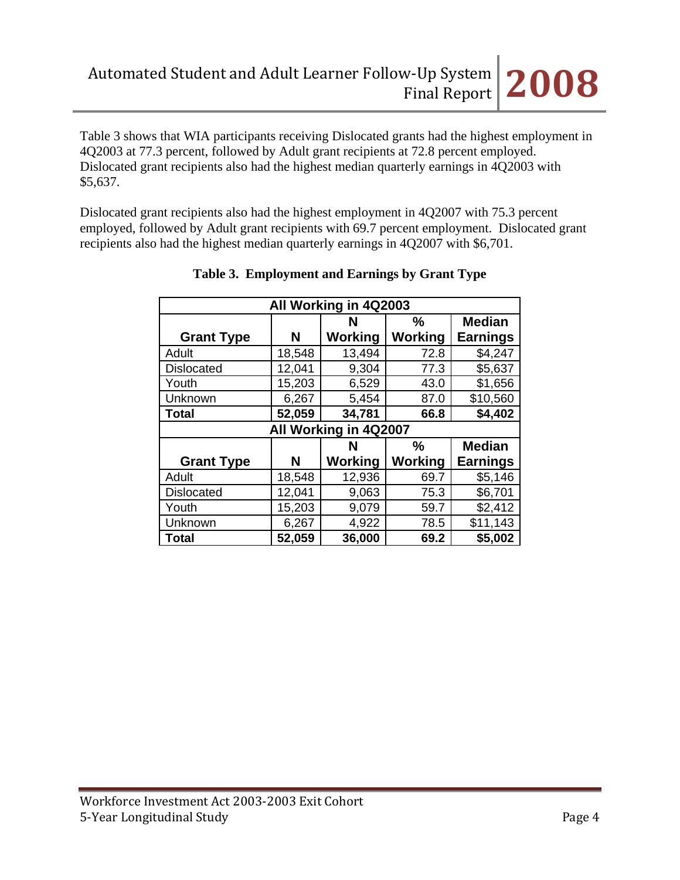Table 3 shows that WIA participants receiving Dislocated grants had the highest employment in 4Q2003 at 77.3 percent, followed by Adult grant recipients at 72.8 percent employed. Dislocated grant recipients also had the highest median quarterly earnings in 4Q2003 with $5,637.

Dislocated grant recipients also had the highest employment in 4Q2007 with 75.3 percent employed, followed by Adult grant recipients with 69.7 percent employment. Dislocated grant recipients also had the highest median quarterly earnings in 4Q2007 with $6,701.

**Table 3. Employment and Earnings by Grant Type**

| All Working in 4Q2003 | | | | |
|---|---|---|---|---|
| **Grant Type** | **N** | **N Working** | **% Working** | **Median Earnings** |
| Adult | 18,548 | 13,494 | 72.8 | $4,247 |
| Dislocated | 12,041 | 9,304 | 77.3 | $5,637 |
| Youth | 15,203 | 6,529 | 43.0 | $1,656 |
| Unknown | 6,267 | 5,454 | 87.0 | $10,560 |
| **Total** | **52,059** | **34,781** | **66.8** | **$4,402** |
| **All Working in 4Q2007** | | | | |
| **Grant Type** | **N** | **N Working** | **% Working** | **Median Earnings** |
| Adult | 18,548 | 12,936 | 69.7 | $5,146 |
| Dislocated | 12,041 | 9,063 | 75.3 | $6,701 |
| Youth | 15,203 | 9,079 | 59.7 | $2,412 |
| Unknown | 6,267 | 4,922 | 78.5 | $11,143 |
| **Total** | **52,059** | **36,000** | **69.2** | **$5,002** |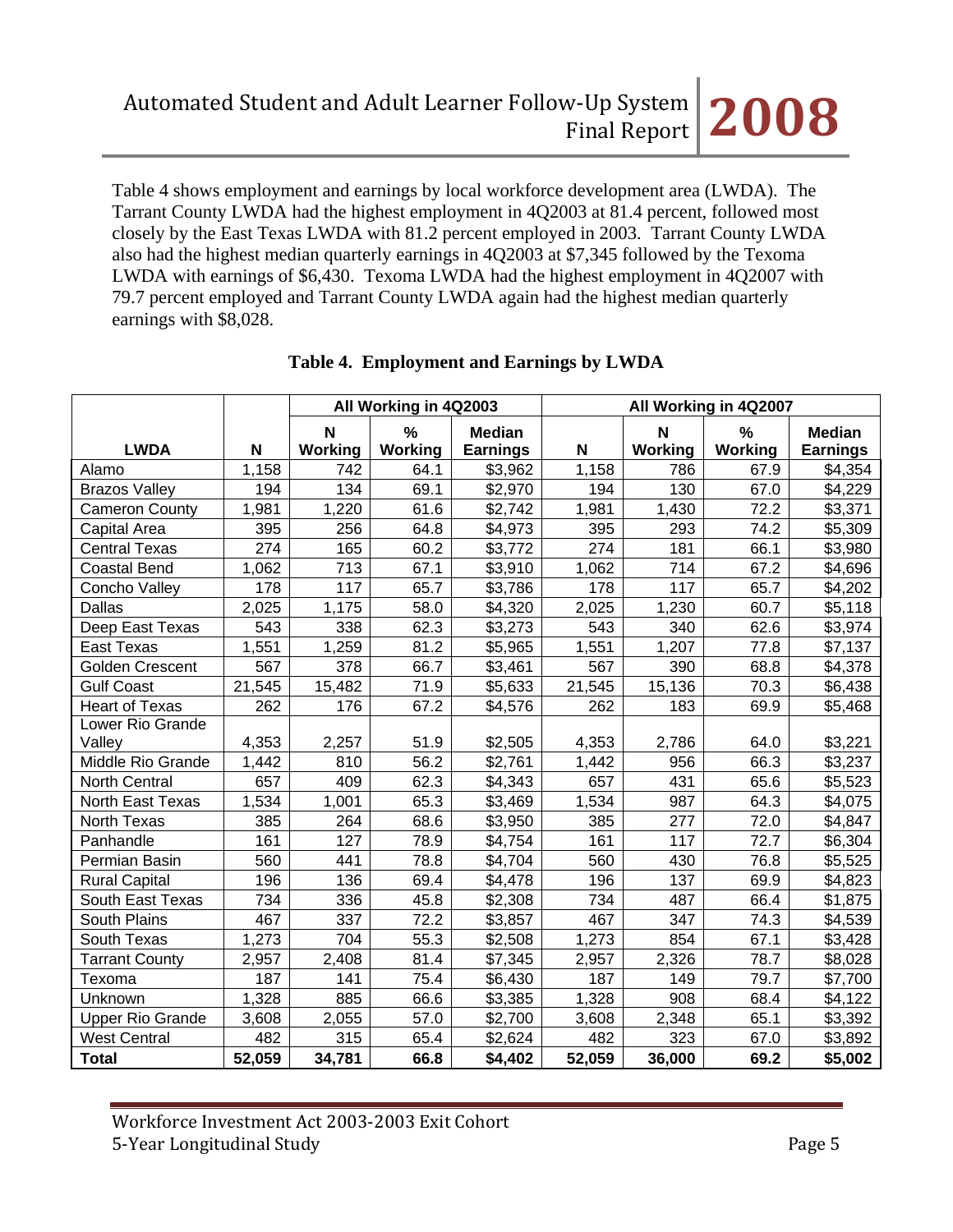Table 4 shows employment and earnings by local workforce development area (LWDA). The Tarrant County LWDA had the highest employment in 4Q2003 at 81.4 percent, followed most closely by the East Texas LWDA with 81.2 percent employed in 2003. Tarrant County LWDA also had the highest median quarterly earnings in 4Q2003 at $7,345 followed by the Texoma LWDA with earnings of $6,430. Texoma LWDA had the highest employment in 4Q2007 with 79.7 percent employed and Tarrant County LWDA again had the highest median quarterly earnings with $8,028.

**Table 4. Employment and Earnings by LWDA**

| | | All Working in 4Q2003 | | | All Working in 4Q2007 | | | |
|---|---|---|---|---|---|---|---|---|
| **LWDA** | **N** | **N Working** | **% Working** | **Median Earnings** | **N** | **N Working** | **% Working** | **Median Earnings** |
| Alamo | 1,158 | 742 | 64.1 | $3,962 | 1,158 | 786 | 67.9 | $4,354 |
| Brazos Valley | 194 | 134 | 69.1 | $2,970 | 194 | 130 | 67.0 | $4,229 |
| Cameron County | 1,981 | 1,220 | 61.6 | $2,742 | 1,981 | 1,430 | 72.2 | $3,371 |
| Capital Area | 395 | 256 | 64.8 | $4,973 | 395 | 293 | 74.2 | $5,309 |
| Central Texas | 274 | 165 | 60.2 | $3,772 | 274 | 181 | 66.1 | $3,980 |
| Coastal Bend | 1,062 | 713 | 67.1 | $3,910 | 1,062 | 714 | 67.2 | $4,696 |
| Concho Valley | 178 | 117 | 65.7 | $3,786 | 178 | 117 | 65.7 | $4,202 |
| Dallas | 2,025 | 1,175 | 58.0 | $4,320 | 2,025 | 1,230 | 60.7 | $5,118 |
| Deep East Texas | 543 | 338 | 62.3 | $3,273 | 543 | 340 | 62.6 | $3,974 |
| East Texas | 1,551 | 1,259 | 81.2 | $5,965 | 1,551 | 1,207 | 77.8 | $7,137 |
| Golden Crescent | 567 | 378 | 66.7 | $3,461 | 567 | 390 | 68.8 | $4,378 |
| Gulf Coast | 21,545 | 15,482 | 71.9 | $5,633 | 21,545 | 15,136 | 70.3 | $6,438 |
| Heart of Texas | 262 | 176 | 67.2 | $4,576 | 262 | 183 | 69.9 | $5,468 |
| Lower Rio Grande Valley | 4,353 | 2,257 | 51.9 | $2,505 | 4,353 | 2,786 | 64.0 | $3,221 |
| Middle Rio Grande | 1,442 | 810 | 56.2 | $2,761 | 1,442 | 956 | 66.3 | $3,237 |
| North Central | 657 | 409 | 62.3 | $4,343 | 657 | 431 | 65.6 | $5,523 |
| North East Texas | 1,534 | 1,001 | 65.3 | $3,469 | 1,534 | 987 | 64.3 | $4,075 |
| North Texas | 385 | 264 | 68.6 | $3,950 | 385 | 277 | 72.0 | $4,847 |
| Panhandle | 161 | 127 | 78.9 | $4,754 | 161 | 117 | 72.7 | $6,304 |
| Permian Basin | 560 | 441 | 78.8 | $4,704 | 560 | 430 | 76.8 | $5,525 |
| Rural Capital | 196 | 136 | 69.4 | $4,478 | 196 | 137 | 69.9 | $4,823 |
| South East Texas | 734 | 336 | 45.8 | $2,308 | 734 | 487 | 66.4 | $1,875 |
| South Plains | 467 | 337 | 72.2 | $3,857 | 467 | 347 | 74.3 | $4,539 |
| South Texas | 1,273 | 704 | 55.3 | $2,508 | 1,273 | 854 | 67.1 | $3,428 |
| Tarrant County | 2,957 | 2,408 | 81.4 | $7,345 | 2,957 | 2,326 | 78.7 | $8,028 |
| Texoma | 187 | 141 | 75.4 | $6,430 | 187 | 149 | 79.7 | $7,700 |
| Unknown | 1,328 | 885 | 66.6 | $3,385 | 1,328 | 908 | 68.4 | $4,122 |
| Upper Rio Grande | 3,608 | 2,055 | 57.0 | $2,700 | 3,608 | 2,348 | 65.1 | $3,392 |
| West Central | 482 | 315 | 65.4 | $2,624 | 482 | 323 | 67.0 | $3,892 |
| **Total** | **52,059** | **34,781** | **66.8** | **$4,402** | **52,059** | **36,000** | **69.2** | **$5,002** |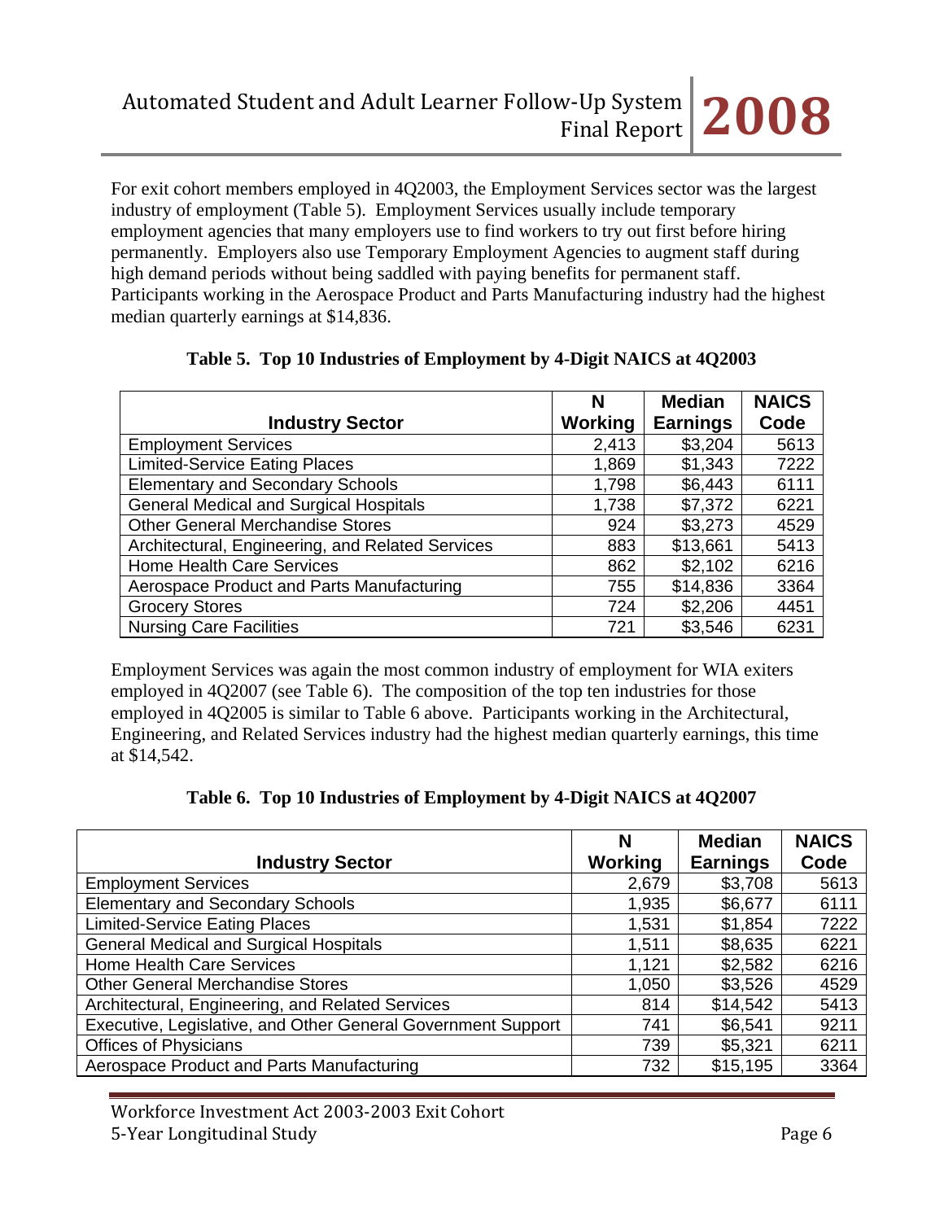For exit cohort members employed in 4Q2003, the Employment Services sector was the largest industry of employment (Table 5). Employment Services usually include temporary employment agencies that many employers use to find workers to try out first before hiring permanently. Employers also use Temporary Employment Agencies to augment staff during high demand periods without being saddled with paying benefits for permanent staff. Participants working in the Aerospace Product and Parts Manufacturing industry had the highest median quarterly earnings at $14,836.

**Table 5. Top 10 Industries of Employment by 4-Digit NAICS at 4Q2003**

| Industry Sector | N Working | Median Earnings | NAICS Code |
|---|---:|---:|---:|
| Employment Services | 2,413 | $3,204 | 5613 |
| Limited-Service Eating Places | 1,869 | $1,343 | 7222 |
| Elementary and Secondary Schools | 1,798 | $6,443 | 6111 |
| General Medical and Surgical Hospitals | 1,738 | $7,372 | 6221 |
| Other General Merchandise Stores | 924 | $3,273 | 4529 |
| Architectural, Engineering, and Related Services | 883 | $13,661 | 5413 |
| Home Health Care Services | 862 | $2,102 | 6216 |
| Aerospace Product and Parts Manufacturing | 755 | $14,836 | 3364 |
| Grocery Stores | 724 | $2,206 | 4451 |
| Nursing Care Facilities | 721 | $3,546 | 6231 |

Employment Services was again the most common industry of employment for WIA exiters employed in 4Q2007 (see Table 6). The composition of the top ten industries for those employed in 4Q2005 is similar to Table 6 above. Participants working in the Architectural, Engineering, and Related Services industry had the highest median quarterly earnings, this time at $14,542.

**Table 6. Top 10 Industries of Employment by 4-Digit NAICS at 4Q2007**

| Industry Sector | N Working | Median Earnings | NAICS Code |
|---|---:|---:|---:|
| Employment Services | 2,679 | $3,708 | 5613 |
| Elementary and Secondary Schools | 1,935 | $6,677 | 6111 |
| Limited-Service Eating Places | 1,531 | $1,854 | 7222 |
| General Medical and Surgical Hospitals | 1,511 | $8,635 | 6221 |
| Home Health Care Services | 1,121 | $2,582 | 6216 |
| Other General Merchandise Stores | 1,050 | $3,526 | 4529 |
| Architectural, Engineering, and Related Services | 814 | $14,542 | 5413 |
| Executive, Legislative, and Other General Government Support | 741 | $6,541 | 9211 |
| Offices of Physicians | 739 | $5,321 | 6211 |
| Aerospace Product and Parts Manufacturing | 732 | $15,195 | 3364 |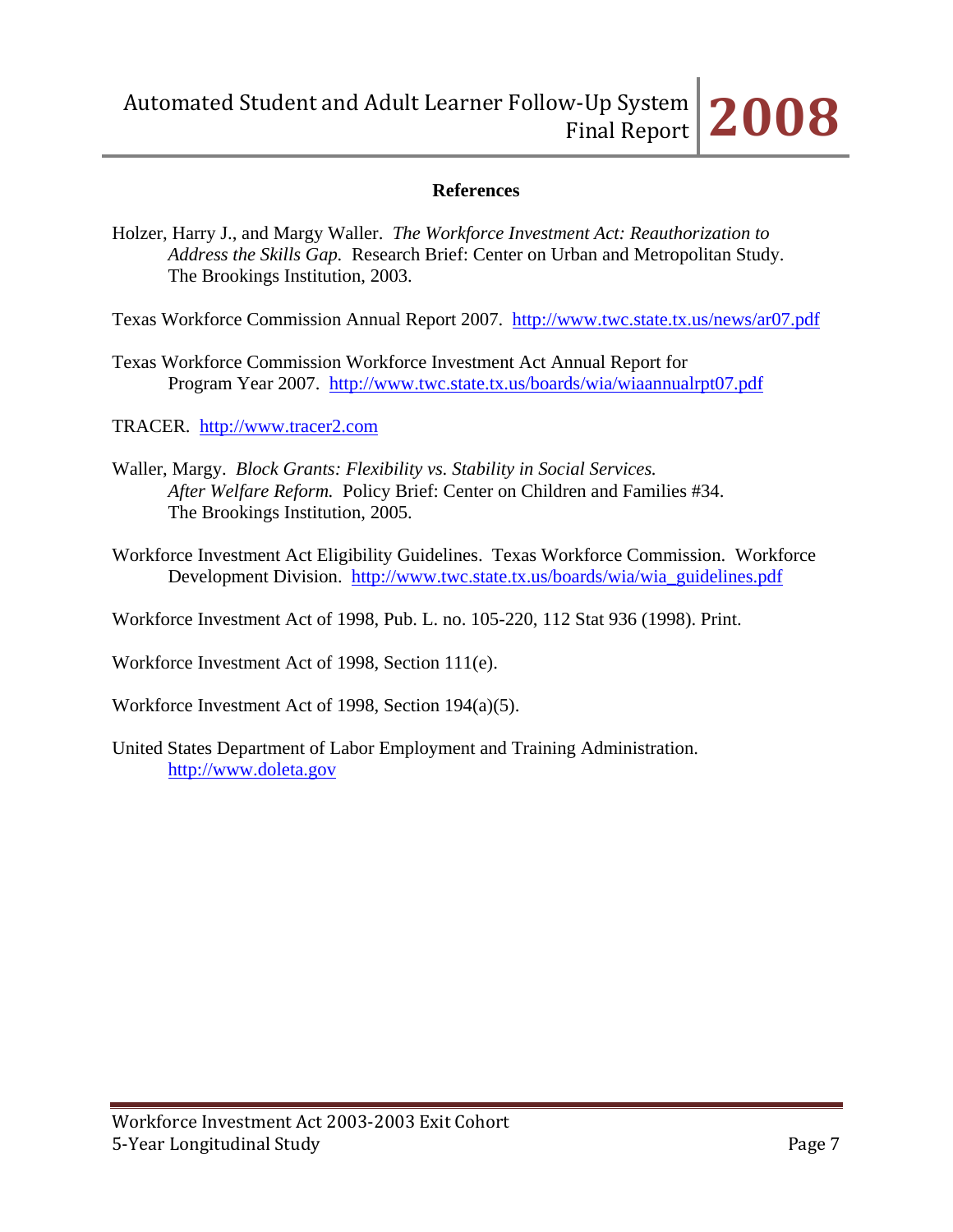## References

Holzer, Harry J., and Margy Waller. *The Workforce Investment Act: Reauthorization to Address the Skills Gap.* Research Brief: Center on Urban and Metropolitan Study. The Brookings Institution, 2003.

Texas Workforce Commission Annual Report 2007. http://www.twc.state.tx.us/news/ar07.pdf

Texas Workforce Commission Workforce Investment Act Annual Report for Program Year 2007. http://www.twc.state.tx.us/boards/wia/wiaannualrpt07.pdf

TRACER. http://www.tracer2.com

Waller, Margy. *Block Grants: Flexibility vs. Stability in Social Services. After Welfare Reform.* Policy Brief: Center on Children and Families #34. The Brookings Institution, 2005.

Workforce Investment Act Eligibility Guidelines. Texas Workforce Commission. Workforce Development Division. http://www.twc.state.tx.us/boards/wia/wia_guidelines.pdf

Workforce Investment Act of 1998, Pub. L. no. 105-220, 112 Stat 936 (1998). Print.

Workforce Investment Act of 1998, Section 111(e).

Workforce Investment Act of 1998, Section 194(a)(5).

United States Department of Labor Employment and Training Administration. http://www.doleta.gov